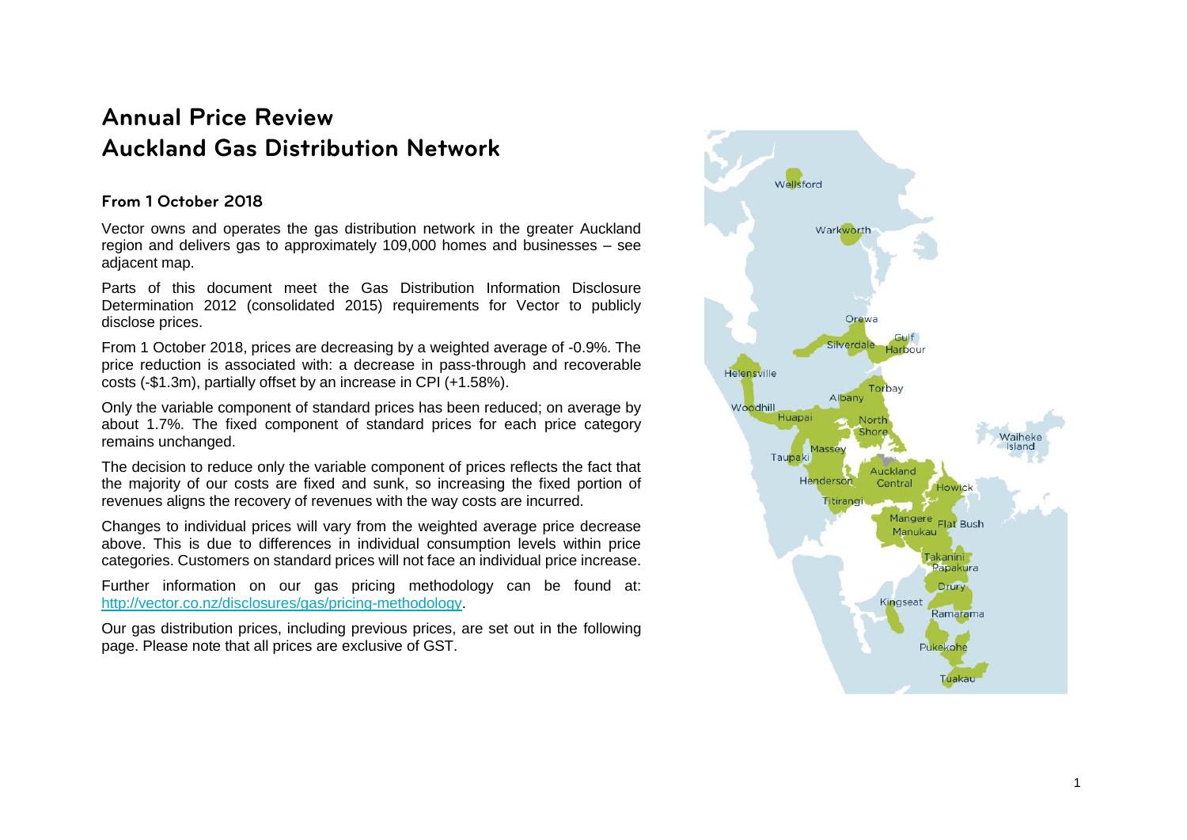# Annual Price Review
# Auckland Gas Distribution Network

### From 1 October 2018

Vector owns and operates the gas distribution network in the greater Auckland region and delivers gas to approximately 109,000 homes and businesses – see adjacent map.

Parts of this document meet the Gas Distribution Information Disclosure Determination 2012 (consolidated 2015) requirements for Vector to publicly disclose prices.

From 1 October 2018, prices are decreasing by a weighted average of -0.9%. The price reduction is associated with: a decrease in pass-through and recoverable costs (-$1.3m), partially offset by an increase in CPI (+1.58%).

Only the variable component of standard prices has been reduced; on average by about 1.7%. The fixed component of standard prices for each price category remains unchanged.

The decision to reduce only the variable component of prices reflects the fact that the majority of our costs are fixed and sunk, so increasing the fixed portion of revenues aligns the recovery of revenues with the way costs are incurred.

Changes to individual prices will vary from the weighted average price decrease above. This is due to differences in individual consumption levels within price categories. Customers on standard prices will not face an individual price increase.

Further information on our gas pricing methodology can be found at: [http://vector.co.nz/disclosures/gas/pricing-methodology](http://vector.co.nz/disclosures/gas/pricing-methodology).

Our gas distribution prices, including previous prices, are set out in the following page. Please note that all prices are exclusive of GST.

Wellsford
Warkworth
Orewa
Silverdale
Gulf Harbour
Helensville
Torbay
Albany
Woodhill
Huapai
North Shore
Waiheke Island
Massey
Taupaki
Auckland Central
Henderson
Howick
Titirangi
Mangere
Flat Bush
Manukau
Takanini
Papakura
Drury
Kingseat
Ramarama
Pukekohe
Tuakau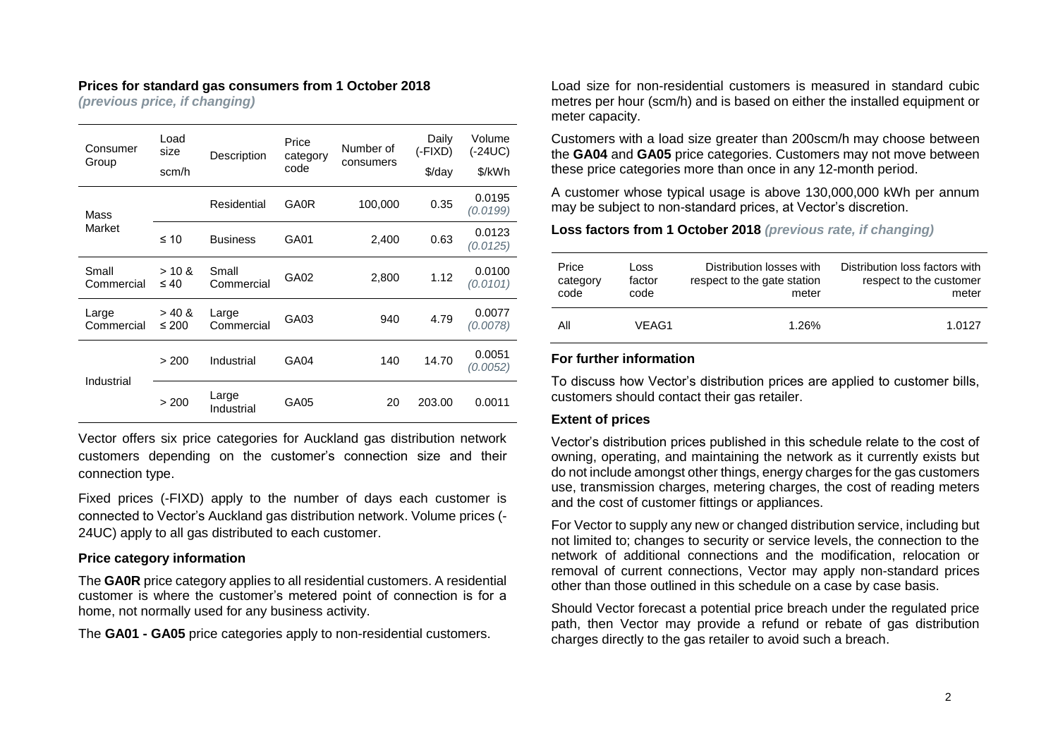### Prices for standard gas consumers from 1 October 2018

*(previous price, if changing)*

| Consumer Group | Load size scm/h | Description | Price category code | Number of consumers | Daily (-FIXD) $/day | Volume (-24UC) $/kWh |
|---|---|---|---|---|---|---|
| Mass Market | | Residential | GA0R | 100,000 | 0.35 | 0.0195 *(0.0199)* |
| | ≤ 10 | Business | GA01 | 2,400 | 0.63 | 0.0123 *(0.0125)* |
| Small Commercial | > 10 & ≤ 40 | Small Commercial | GA02 | 2,800 | 1.12 | 0.0100 *(0.0101)* |
| Large Commercial | > 40 & ≤ 200 | Large Commercial | GA03 | 940 | 4.79 | 0.0077 *(0.0078)* |
| Industrial | > 200 | Industrial | GA04 | 140 | 14.70 | 0.0051 *(0.0052)* |
| | > 200 | Large Industrial | GA05 | 20 | 203.00 | 0.0011 |

Vector offers six price categories for Auckland gas distribution network customers depending on the customer's connection size and their connection type.

Fixed prices (-FIXD) apply to the number of days each customer is connected to Vector's Auckland gas distribution network. Volume prices (-24UC) apply to all gas distributed to each customer.

### Price category information

The **GA0R** price category applies to all residential customers. A residential customer is where the customer's metered point of connection is for a home, not normally used for any business activity.

The **GA01 - GA05** price categories apply to non-residential customers.

Load size for non-residential customers is measured in standard cubic metres per hour (scm/h) and is based on either the installed equipment or meter capacity.

Customers with a load size greater than 200scm/h may choose between the **GA04** and **GA05** price categories. Customers may not move between these price categories more than once in any 12-month period.

A customer whose typical usage is above 130,000,000 kWh per annum may be subject to non-standard prices, at Vector's discretion.

### Loss factors from 1 October 2018 *(previous rate, if changing)*

| Price category code | Loss factor code | Distribution losses with respect to the gate station meter | Distribution loss factors with respect to the customer meter |
|---|---|---|---|
| All | VEAG1 | 1.26% | 1.0127 |

### For further information

To discuss how Vector's distribution prices are applied to customer bills, customers should contact their gas retailer.

### Extent of prices

Vector's distribution prices published in this schedule relate to the cost of owning, operating, and maintaining the network as it currently exists but do not include amongst other things, energy charges for the gas customers use, transmission charges, metering charges, the cost of reading meters and the cost of customer fittings or appliances.

For Vector to supply any new or changed distribution service, including but not limited to; changes to security or service levels, the connection to the network of additional connections and the modification, relocation or removal of current connections, Vector may apply non-standard prices other than those outlined in this schedule on a case by case basis.

Should Vector forecast a potential price breach under the regulated price path, then Vector may provide a refund or rebate of gas distribution charges directly to the gas retailer to avoid such a breach.